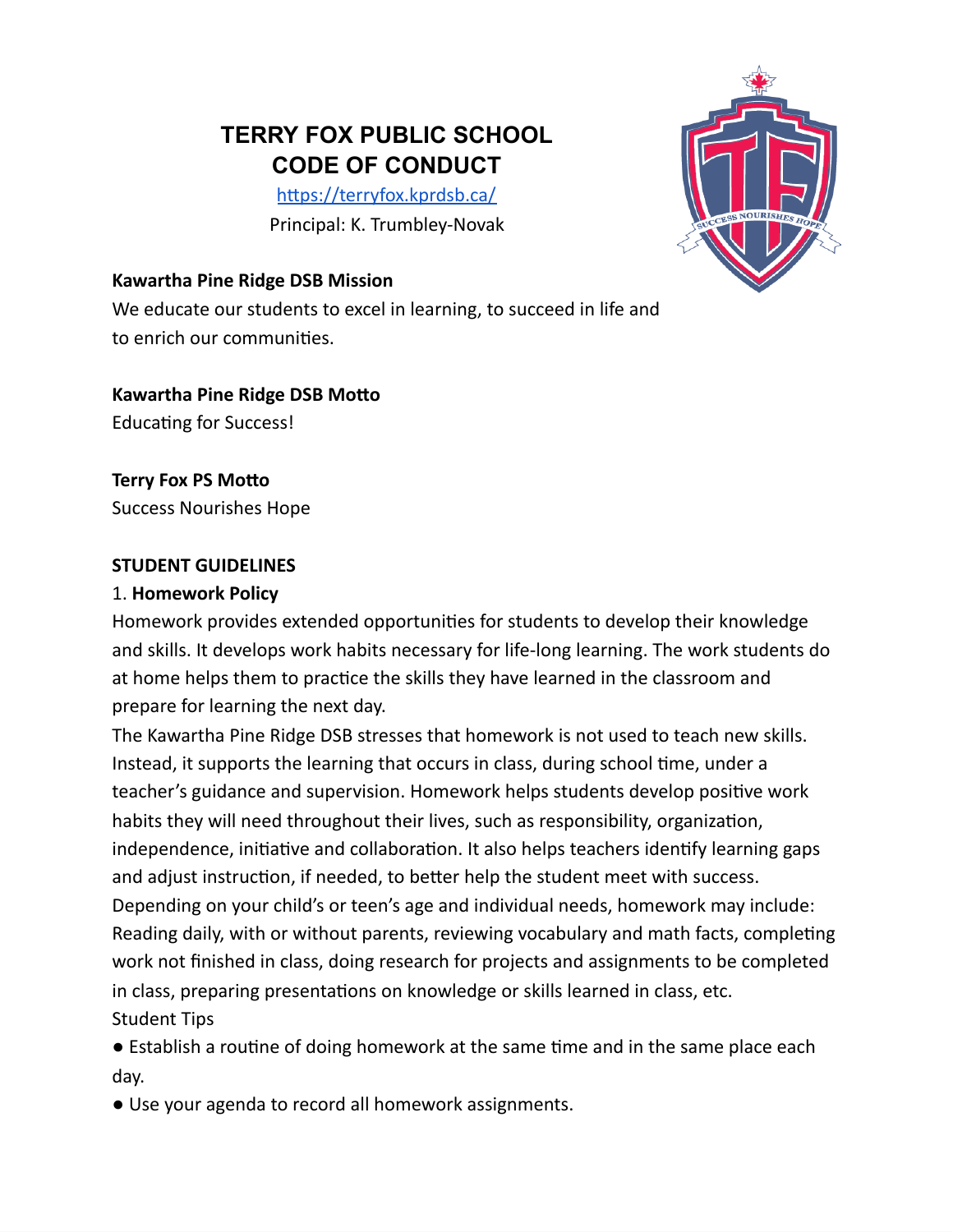# TERRY FOX PUBLIC SCHOOL
# CODE OF CONDUCT

https://terryfox.kprdsb.ca/

Principal: K. Trumbley-Novak

**Kawartha Pine Ridge DSB Mission**

We educate our students to excel in learning, to succeed in life and to enrich our communities.

**Kawartha Pine Ridge DSB Motto**

Educating for Success!

**Terry Fox PS Motto**

Success Nourishes Hope

## STUDENT GUIDELINES

### 1. Homework Policy

Homework provides extended opportunities for students to develop their knowledge and skills. It develops work habits necessary for life-long learning. The work students do at home helps them to practice the skills they have learned in the classroom and prepare for learning the next day.

The Kawartha Pine Ridge DSB stresses that homework is not used to teach new skills. Instead, it supports the learning that occurs in class, during school time, under a teacher's guidance and supervision. Homework helps students develop positive work habits they will need throughout their lives, such as responsibility, organization, independence, initiative and collaboration. It also helps teachers identify learning gaps and adjust instruction, if needed, to better help the student meet with success.

Depending on your child's or teen's age and individual needs, homework may include: Reading daily, with or without parents, reviewing vocabulary and math facts, completing work not finished in class, doing research for projects and assignments to be completed in class, preparing presentations on knowledge or skills learned in class, etc.

Student Tips

- Establish a routine of doing homework at the same time and in the same place each day.
- Use your agenda to record all homework assignments.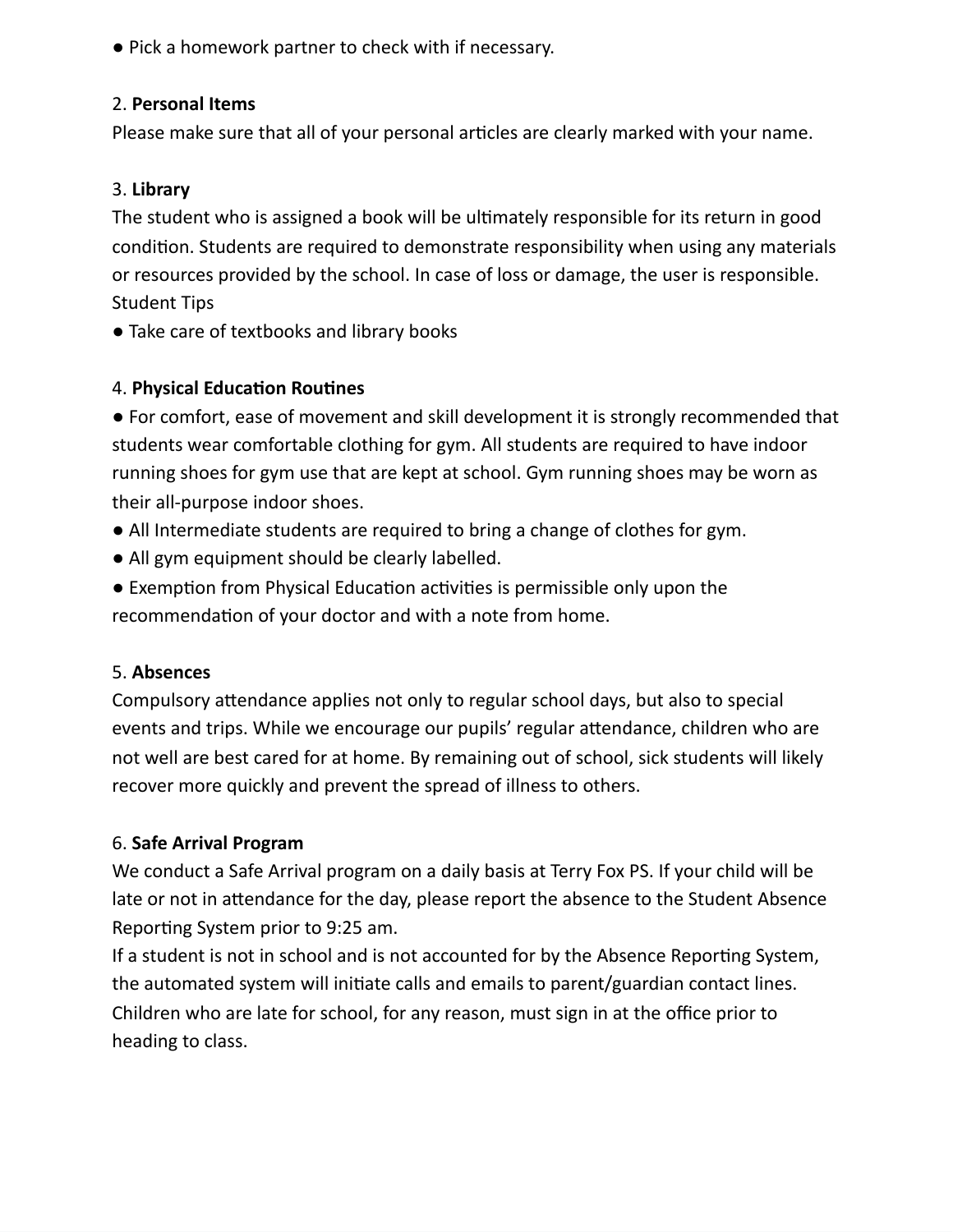- Pick a homework partner to check with if necessary.

2. **Personal Items**

Please make sure that all of your personal articles are clearly marked with your name.

3. **Library**

The student who is assigned a book will be ultimately responsible for its return in good condition. Students are required to demonstrate responsibility when using any materials or resources provided by the school. In case of loss or damage, the user is responsible.
Student Tips

- Take care of textbooks and library books

4. **Physical Education Routines**

- For comfort, ease of movement and skill development it is strongly recommended that students wear comfortable clothing for gym. All students are required to have indoor running shoes for gym use that are kept at school. Gym running shoes may be worn as their all-purpose indoor shoes.
- All Intermediate students are required to bring a change of clothes for gym.
- All gym equipment should be clearly labelled.
- Exemption from Physical Education activities is permissible only upon the recommendation of your doctor and with a note from home.

5. **Absences**

Compulsory attendance applies not only to regular school days, but also to special events and trips. While we encourage our pupils' regular attendance, children who are not well are best cared for at home. By remaining out of school, sick students will likely recover more quickly and prevent the spread of illness to others.

6. **Safe Arrival Program**

We conduct a Safe Arrival program on a daily basis at Terry Fox PS. If your child will be late or not in attendance for the day, please report the absence to the Student Absence Reporting System prior to 9:25 am.
If a student is not in school and is not accounted for by the Absence Reporting System, the automated system will initiate calls and emails to parent/guardian contact lines. Children who are late for school, for any reason, must sign in at the office prior to heading to class.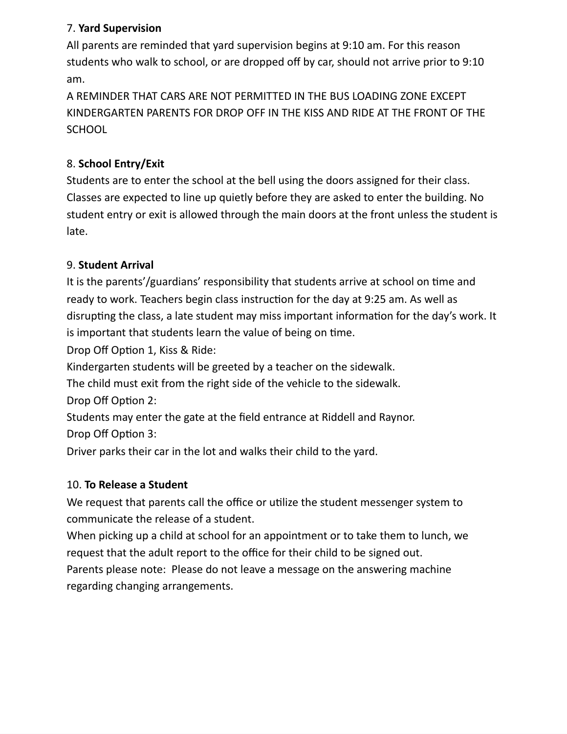7. **Yard Supervision**

All parents are reminded that yard supervision begins at 9:10 am. For this reason students who walk to school, or are dropped off by car, should not arrive prior to 9:10 am.

A REMINDER THAT CARS ARE NOT PERMITTED IN THE BUS LOADING ZONE EXCEPT KINDERGARTEN PARENTS FOR DROP OFF IN THE KISS AND RIDE AT THE FRONT OF THE SCHOOL

8. **School Entry/Exit**

Students are to enter the school at the bell using the doors assigned for their class. Classes are expected to line up quietly before they are asked to enter the building. No student entry or exit is allowed through the main doors at the front unless the student is late.

9. **Student Arrival**

It is the parents'/guardians' responsibility that students arrive at school on time and ready to work. Teachers begin class instruction for the day at 9:25 am. As well as disrupting the class, a late student may miss important information for the day's work. It is important that students learn the value of being on time.

Drop Off Option 1, Kiss & Ride:

Kindergarten students will be greeted by a teacher on the sidewalk.

The child must exit from the right side of the vehicle to the sidewalk.

Drop Off Option 2:

Students may enter the gate at the field entrance at Riddell and Raynor.

Drop Off Option 3:

Driver parks their car in the lot and walks their child to the yard.

10. **To Release a Student**

We request that parents call the office or utilize the student messenger system to communicate the release of a student.

When picking up a child at school for an appointment or to take them to lunch, we request that the adult report to the office for their child to be signed out.

Parents please note: Please do not leave a message on the answering machine regarding changing arrangements.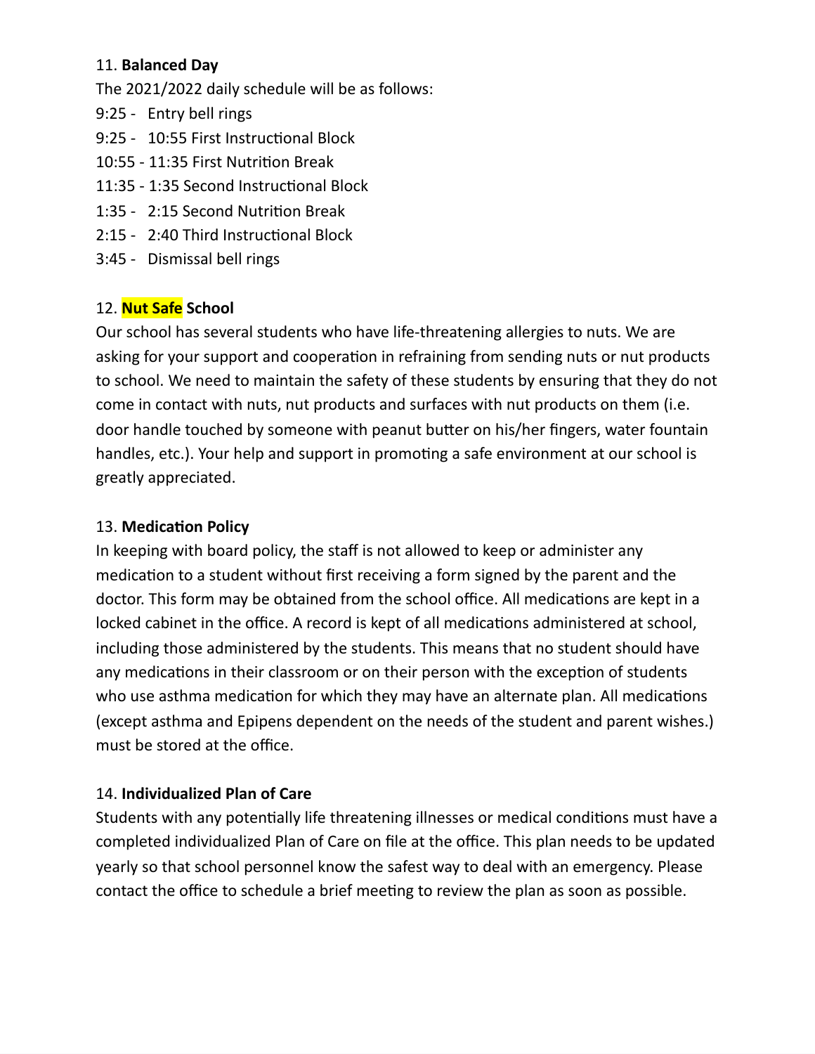11. **Balanced Day**

The 2021/2022 daily schedule will be as follows:

9:25 - Entry bell rings
9:25 - 10:55 First Instructional Block
10:55 - 11:35 First Nutrition Break
11:35 - 1:35 Second Instructional Block
1:35 - 2:15 Second Nutrition Break
2:15 - 2:40 Third Instructional Block
3:45 - Dismissal bell rings

12. **Nut Safe School**

Our school has several students who have life-threatening allergies to nuts. We are asking for your support and cooperation in refraining from sending nuts or nut products to school. We need to maintain the safety of these students by ensuring that they do not come in contact with nuts, nut products and surfaces with nut products on them (i.e. door handle touched by someone with peanut butter on his/her fingers, water fountain handles, etc.). Your help and support in promoting a safe environment at our school is greatly appreciated.

13. **Medication Policy**

In keeping with board policy, the staff is not allowed to keep or administer any medication to a student without first receiving a form signed by the parent and the doctor. This form may be obtained from the school office. All medications are kept in a locked cabinet in the office. A record is kept of all medications administered at school, including those administered by the students. This means that no student should have any medications in their classroom or on their person with the exception of students who use asthma medication for which they may have an alternate plan. All medications (except asthma and Epipens dependent on the needs of the student and parent wishes.) must be stored at the office.

14. **Individualized Plan of Care**

Students with any potentially life threatening illnesses or medical conditions must have a completed individualized Plan of Care on file at the office. This plan needs to be updated yearly so that school personnel know the safest way to deal with an emergency. Please contact the office to schedule a brief meeting to review the plan as soon as possible.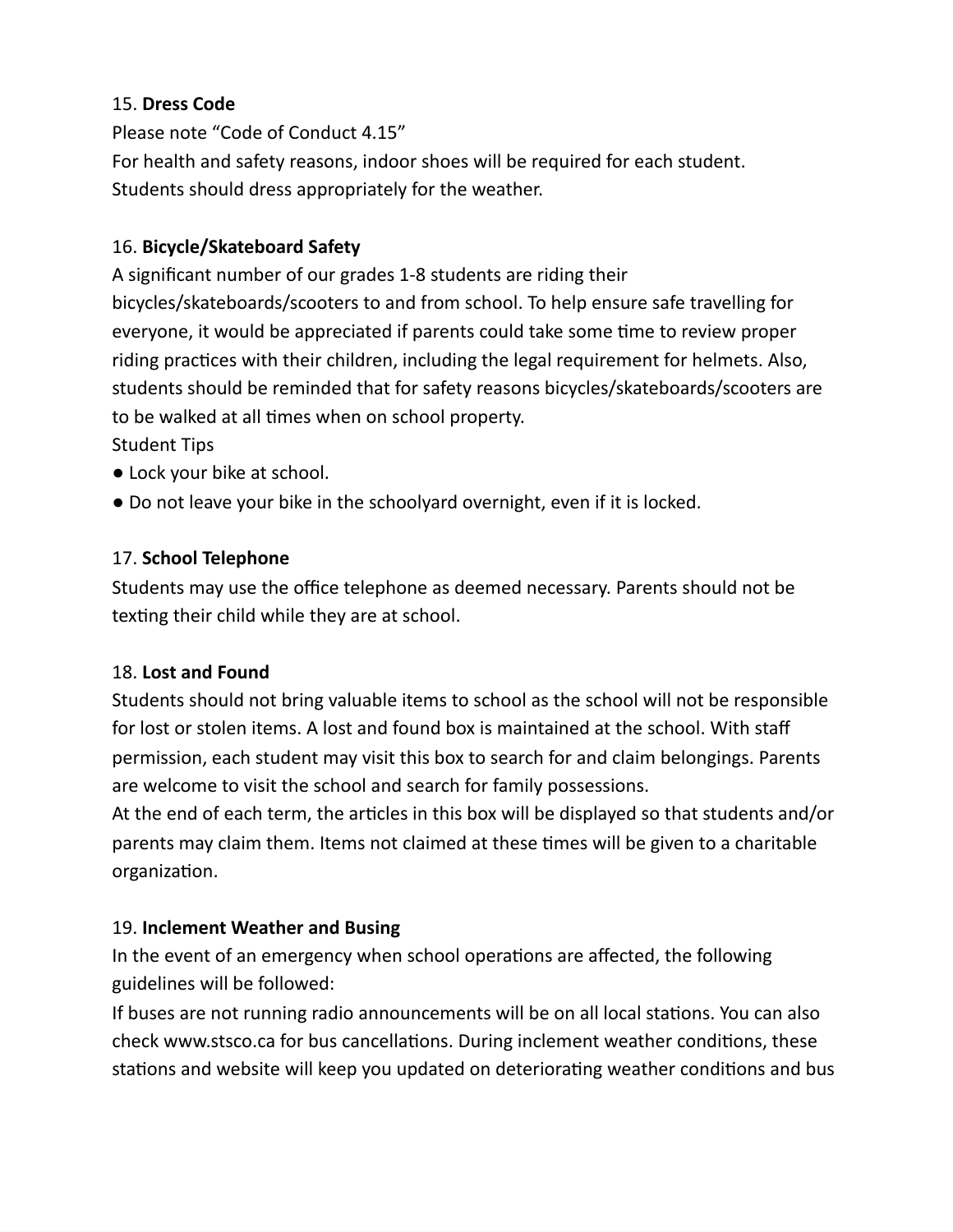15. **Dress Code**

Please note "Code of Conduct 4.15"
For health and safety reasons, indoor shoes will be required for each student.
Students should dress appropriately for the weather.

16. **Bicycle/Skateboard Safety**

A significant number of our grades 1-8 students are riding their bicycles/skateboards/scooters to and from school. To help ensure safe travelling for everyone, it would be appreciated if parents could take some time to review proper riding practices with their children, including the legal requirement for helmets. Also, students should be reminded that for safety reasons bicycles/skateboards/scooters are to be walked at all times when on school property.

Student Tips

- Lock your bike at school.
- Do not leave your bike in the schoolyard overnight, even if it is locked.

17. **School Telephone**

Students may use the office telephone as deemed necessary. Parents should not be texting their child while they are at school.

18. **Lost and Found**

Students should not bring valuable items to school as the school will not be responsible for lost or stolen items. A lost and found box is maintained at the school. With staff permission, each student may visit this box to search for and claim belongings. Parents are welcome to visit the school and search for family possessions.
At the end of each term, the articles in this box will be displayed so that students and/or parents may claim them. Items not claimed at these times will be given to a charitable organization.

19. **Inclement Weather and Busing**

In the event of an emergency when school operations are affected, the following guidelines will be followed:
If buses are not running radio announcements will be on all local stations. You can also check www.stsco.ca for bus cancellations. During inclement weather conditions, these stations and website will keep you updated on deteriorating weather conditions and bus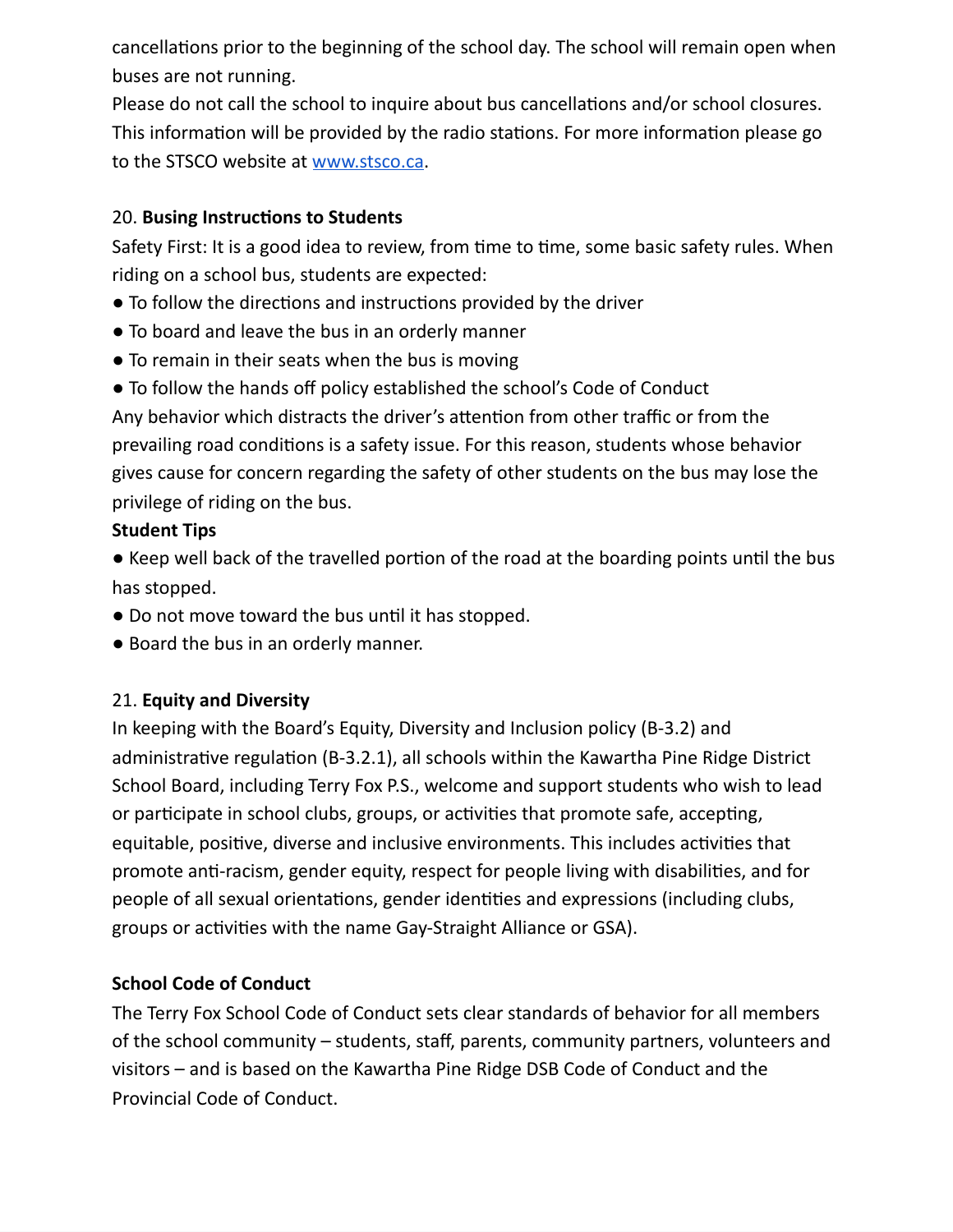cancellations prior to the beginning of the school day. The school will remain open when buses are not running.

Please do not call the school to inquire about bus cancellations and/or school closures. This information will be provided by the radio stations. For more information please go to the STSCO website at [www.stsco.ca](http://www.stsco.ca).

20. **Busing Instructions to Students**

Safety First: It is a good idea to review, from time to time, some basic safety rules. When riding on a school bus, students are expected:

- To follow the directions and instructions provided by the driver
- To board and leave the bus in an orderly manner
- To remain in their seats when the bus is moving
- To follow the hands off policy established the school's Code of Conduct

Any behavior which distracts the driver's attention from other traffic or from the prevailing road conditions is a safety issue. For this reason, students whose behavior gives cause for concern regarding the safety of other students on the bus may lose the privilege of riding on the bus.

**Student Tips**

- Keep well back of the travelled portion of the road at the boarding points until the bus has stopped.
- Do not move toward the bus until it has stopped.
- Board the bus in an orderly manner.

21. **Equity and Diversity**

In keeping with the Board's Equity, Diversity and Inclusion policy (B-3.2) and administrative regulation (B-3.2.1), all schools within the Kawartha Pine Ridge District School Board, including Terry Fox P.S., welcome and support students who wish to lead or participate in school clubs, groups, or activities that promote safe, accepting, equitable, positive, diverse and inclusive environments. This includes activities that promote anti-racism, gender equity, respect for people living with disabilities, and for people of all sexual orientations, gender identities and expressions (including clubs, groups or activities with the name Gay-Straight Alliance or GSA).

**School Code of Conduct**

The Terry Fox School Code of Conduct sets clear standards of behavior for all members of the school community – students, staff, parents, community partners, volunteers and visitors – and is based on the Kawartha Pine Ridge DSB Code of Conduct and the Provincial Code of Conduct.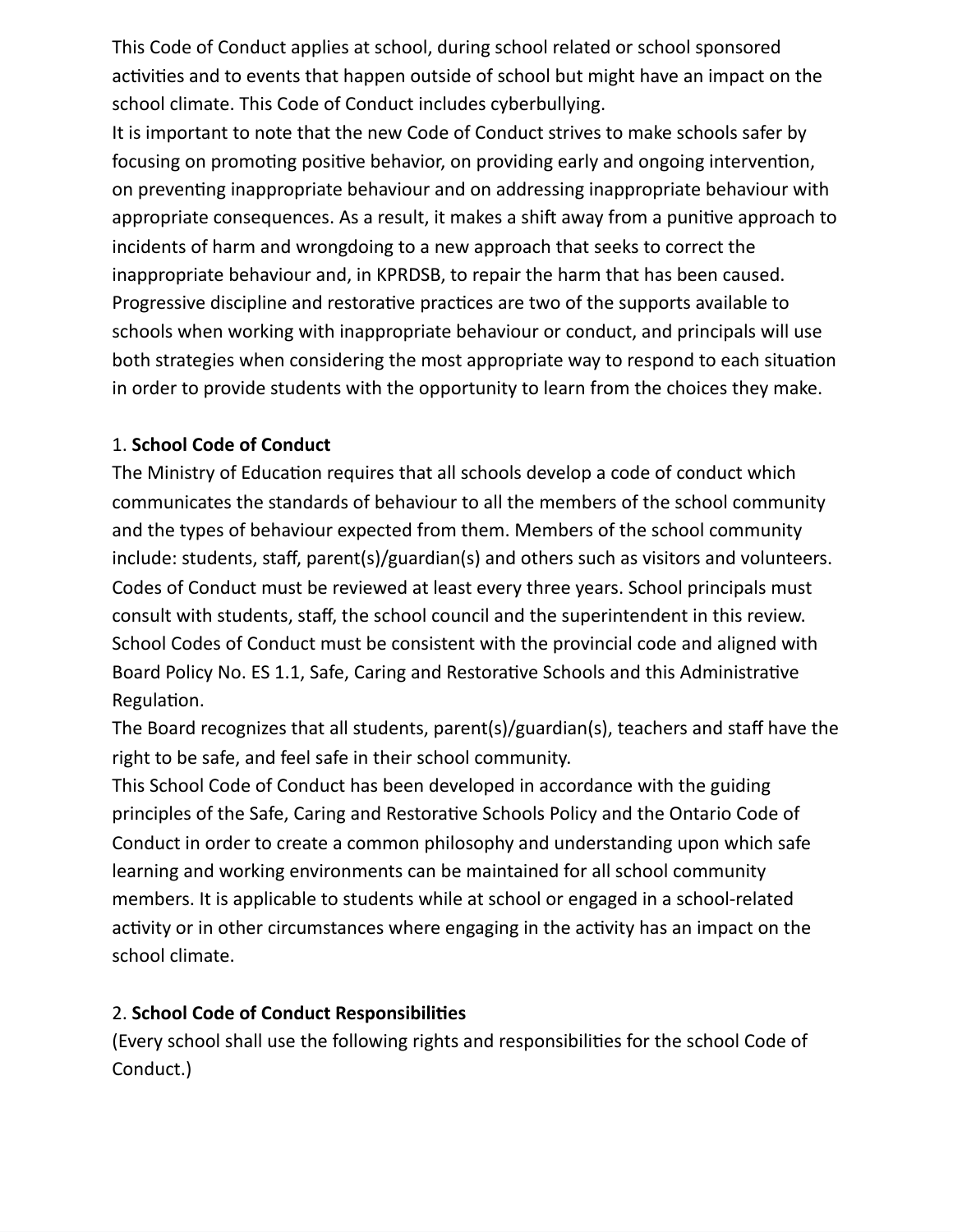This Code of Conduct applies at school, during school related or school sponsored activities and to events that happen outside of school but might have an impact on the school climate. This Code of Conduct includes cyberbullying.

It is important to note that the new Code of Conduct strives to make schools safer by focusing on promoting positive behavior, on providing early and ongoing intervention, on preventing inappropriate behaviour and on addressing inappropriate behaviour with appropriate consequences. As a result, it makes a shift away from a punitive approach to incidents of harm and wrongdoing to a new approach that seeks to correct the inappropriate behaviour and, in KPRDSB, to repair the harm that has been caused. Progressive discipline and restorative practices are two of the supports available to schools when working with inappropriate behaviour or conduct, and principals will use both strategies when considering the most appropriate way to respond to each situation in order to provide students with the opportunity to learn from the choices they make.

1. **School Code of Conduct**

The Ministry of Education requires that all schools develop a code of conduct which communicates the standards of behaviour to all the members of the school community and the types of behaviour expected from them. Members of the school community include: students, staff, parent(s)/guardian(s) and others such as visitors and volunteers. Codes of Conduct must be reviewed at least every three years. School principals must consult with students, staff, the school council and the superintendent in this review. School Codes of Conduct must be consistent with the provincial code and aligned with Board Policy No. ES 1.1, Safe, Caring and Restorative Schools and this Administrative Regulation.

The Board recognizes that all students, parent(s)/guardian(s), teachers and staff have the right to be safe, and feel safe in their school community.

This School Code of Conduct has been developed in accordance with the guiding principles of the Safe, Caring and Restorative Schools Policy and the Ontario Code of Conduct in order to create a common philosophy and understanding upon which safe learning and working environments can be maintained for all school community members. It is applicable to students while at school or engaged in a school-related activity or in other circumstances where engaging in the activity has an impact on the school climate.

2. **School Code of Conduct Responsibilities**

(Every school shall use the following rights and responsibilities for the school Code of Conduct.)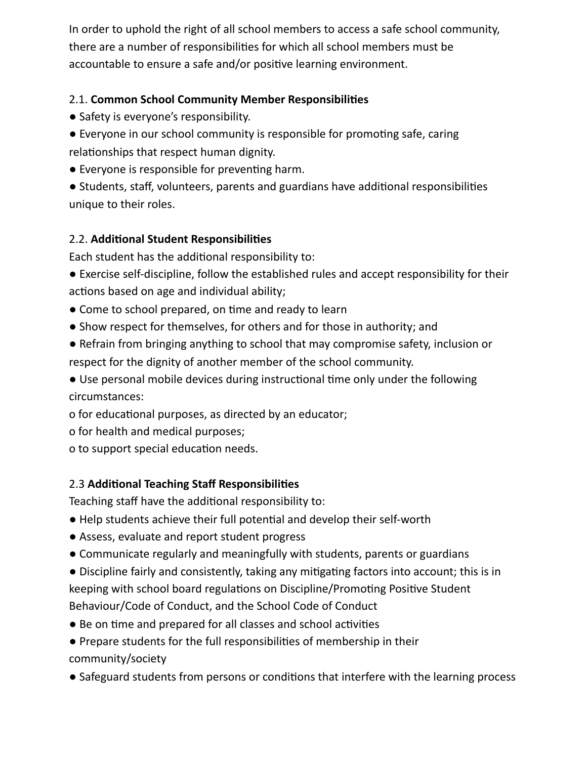In order to uphold the right of all school members to access a safe school community, there are a number of responsibilities for which all school members must be accountable to ensure a safe and/or positive learning environment.

### 2.1. **Common School Community Member Responsibilities**

- Safety is everyone's responsibility.
- Everyone in our school community is responsible for promoting safe, caring relationships that respect human dignity.
- Everyone is responsible for preventing harm.
- Students, staff, volunteers, parents and guardians have additional responsibilities unique to their roles.

### 2.2. **Additional Student Responsibilities**

Each student has the additional responsibility to:

- Exercise self-discipline, follow the established rules and accept responsibility for their actions based on age and individual ability;
- Come to school prepared, on time and ready to learn
- Show respect for themselves, for others and for those in authority; and
- Refrain from bringing anything to school that may compromise safety, inclusion or respect for the dignity of another member of the school community.
- Use personal mobile devices during instructional time only under the following circumstances:
  - for educational purposes, as directed by an educator;
  - for health and medical purposes;
  - to support special education needs.

### 2.3 **Additional Teaching Staff Responsibilities**

Teaching staff have the additional responsibility to:

- Help students achieve their full potential and develop their self-worth
- Assess, evaluate and report student progress
- Communicate regularly and meaningfully with students, parents or guardians
- Discipline fairly and consistently, taking any mitigating factors into account; this is in keeping with school board regulations on Discipline/Promoting Positive Student Behaviour/Code of Conduct, and the School Code of Conduct
- Be on time and prepared for all classes and school activities
- Prepare students for the full responsibilities of membership in their community/society
- Safeguard students from persons or conditions that interfere with the learning process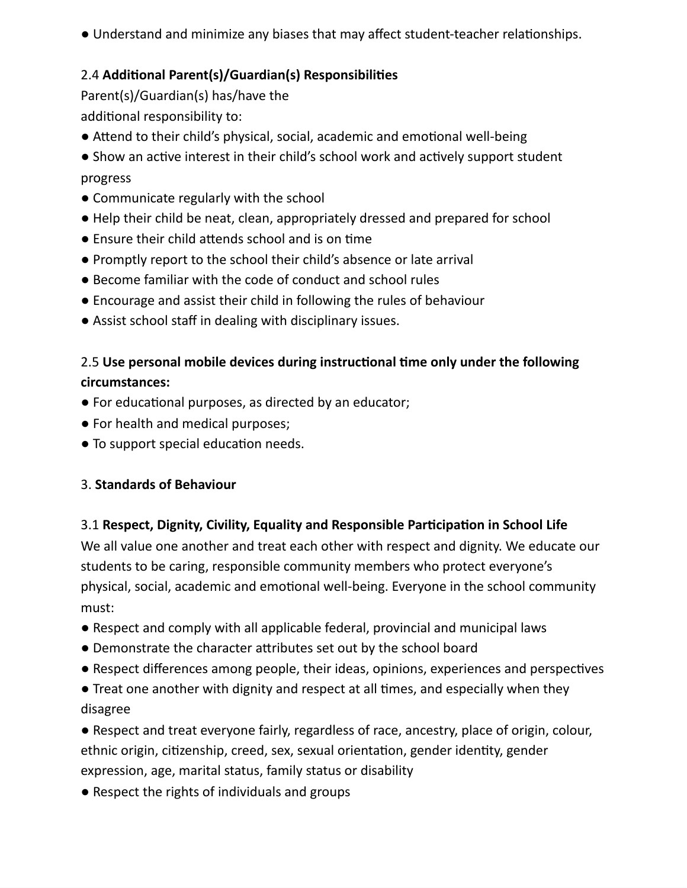- Understand and minimize any biases that may affect student-teacher relationships.

2.4 **Additional Parent(s)/Guardian(s) Responsibilities**

Parent(s)/Guardian(s) has/have the additional responsibility to:

- Attend to their child's physical, social, academic and emotional well-being
- Show an active interest in their child's school work and actively support student progress
- Communicate regularly with the school
- Help their child be neat, clean, appropriately dressed and prepared for school
- Ensure their child attends school and is on time
- Promptly report to the school their child's absence or late arrival
- Become familiar with the code of conduct and school rules
- Encourage and assist their child in following the rules of behaviour
- Assist school staff in dealing with disciplinary issues.

2.5 **Use personal mobile devices during instructional time only under the following circumstances:**

- For educational purposes, as directed by an educator;
- For health and medical purposes;
- To support special education needs.

3. **Standards of Behaviour**

3.1 **Respect, Dignity, Civility, Equality and Responsible Participation in School Life**

We all value one another and treat each other with respect and dignity. We educate our students to be caring, responsible community members who protect everyone's physical, social, academic and emotional well-being. Everyone in the school community must:

- Respect and comply with all applicable federal, provincial and municipal laws
- Demonstrate the character attributes set out by the school board
- Respect differences among people, their ideas, opinions, experiences and perspectives
- Treat one another with dignity and respect at all times, and especially when they disagree
- Respect and treat everyone fairly, regardless of race, ancestry, place of origin, colour, ethnic origin, citizenship, creed, sex, sexual orientation, gender identity, gender expression, age, marital status, family status or disability
- Respect the rights of individuals and groups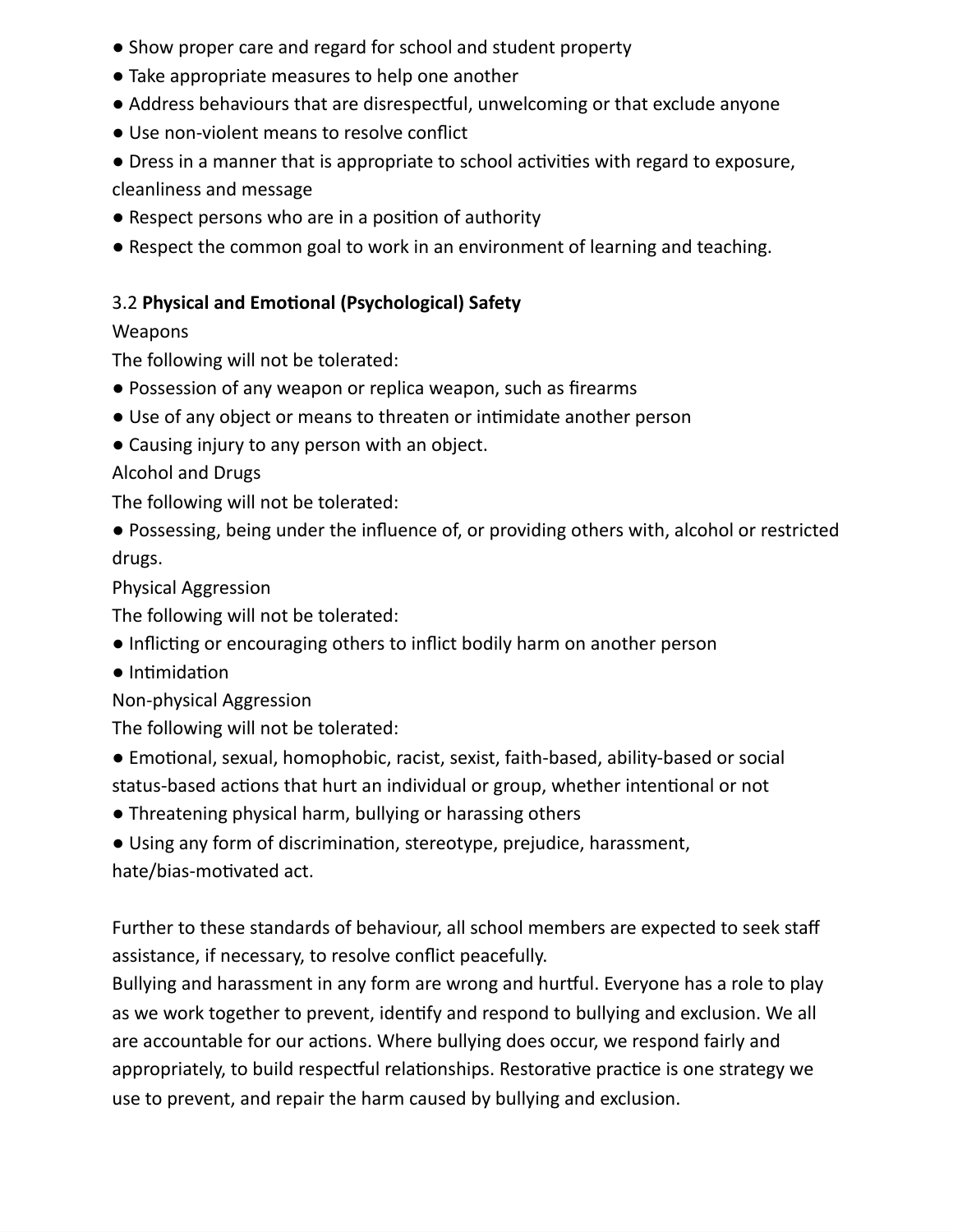- Show proper care and regard for school and student property
- Take appropriate measures to help one another
- Address behaviours that are disrespectful, unwelcoming or that exclude anyone
- Use non-violent means to resolve conflict
- Dress in a manner that is appropriate to school activities with regard to exposure, cleanliness and message
- Respect persons who are in a position of authority
- Respect the common goal to work in an environment of learning and teaching.

3.2 **Physical and Emotional (Psychological) Safety**

Weapons

The following will not be tolerated:

- Possession of any weapon or replica weapon, such as firearms
- Use of any object or means to threaten or intimidate another person
- Causing injury to any person with an object.

Alcohol and Drugs

The following will not be tolerated:

- Possessing, being under the influence of, or providing others with, alcohol or restricted drugs.

Physical Aggression

The following will not be tolerated:

- Inflicting or encouraging others to inflict bodily harm on another person
- Intimidation

Non-physical Aggression

The following will not be tolerated:

- Emotional, sexual, homophobic, racist, sexist, faith-based, ability-based or social status-based actions that hurt an individual or group, whether intentional or not
- Threatening physical harm, bullying or harassing others
- Using any form of discrimination, stereotype, prejudice, harassment, hate/bias-motivated act.

Further to these standards of behaviour, all school members are expected to seek staff assistance, if necessary, to resolve conflict peacefully.
Bullying and harassment in any form are wrong and hurtful. Everyone has a role to play as we work together to prevent, identify and respond to bullying and exclusion. We all are accountable for our actions. Where bullying does occur, we respond fairly and appropriately, to build respectful relationships. Restorative practice is one strategy we use to prevent, and repair the harm caused by bullying and exclusion.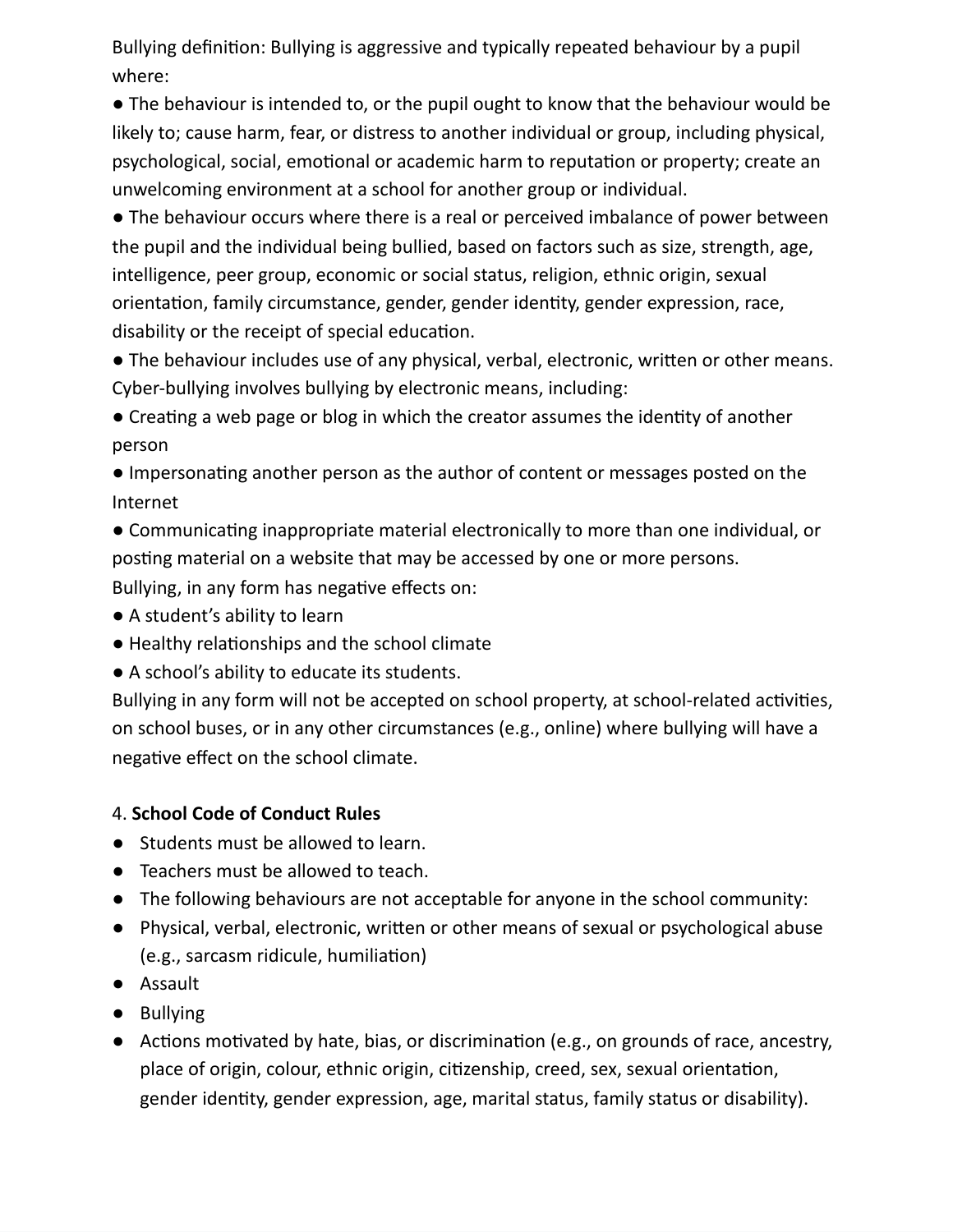Bullying definition: Bullying is aggressive and typically repeated behaviour by a pupil where:

- The behaviour is intended to, or the pupil ought to know that the behaviour would be likely to; cause harm, fear, or distress to another individual or group, including physical, psychological, social, emotional or academic harm to reputation or property; create an unwelcoming environment at a school for another group or individual.
- The behaviour occurs where there is a real or perceived imbalance of power between the pupil and the individual being bullied, based on factors such as size, strength, age, intelligence, peer group, economic or social status, religion, ethnic origin, sexual orientation, family circumstance, gender, gender identity, gender expression, race, disability or the receipt of special education.
- The behaviour includes use of any physical, verbal, electronic, written or other means.

Cyber-bullying involves bullying by electronic means, including:

- Creating a web page or blog in which the creator assumes the identity of another person
- Impersonating another person as the author of content or messages posted on the Internet
- Communicating inappropriate material electronically to more than one individual, or posting material on a website that may be accessed by one or more persons.

Bullying, in any form has negative effects on:

- A student's ability to learn
- Healthy relationships and the school climate
- A school's ability to educate its students.

Bullying in any form will not be accepted on school property, at school-related activities, on school buses, or in any other circumstances (e.g., online) where bullying will have a negative effect on the school climate.

4. **School Code of Conduct Rules**

- Students must be allowed to learn.
- Teachers must be allowed to teach.
- The following behaviours are not acceptable for anyone in the school community:
- Physical, verbal, electronic, written or other means of sexual or psychological abuse (e.g., sarcasm ridicule, humiliation)
- Assault
- Bullying
- Actions motivated by hate, bias, or discrimination (e.g., on grounds of race, ancestry, place of origin, colour, ethnic origin, citizenship, creed, sex, sexual orientation, gender identity, gender expression, age, marital status, family status or disability).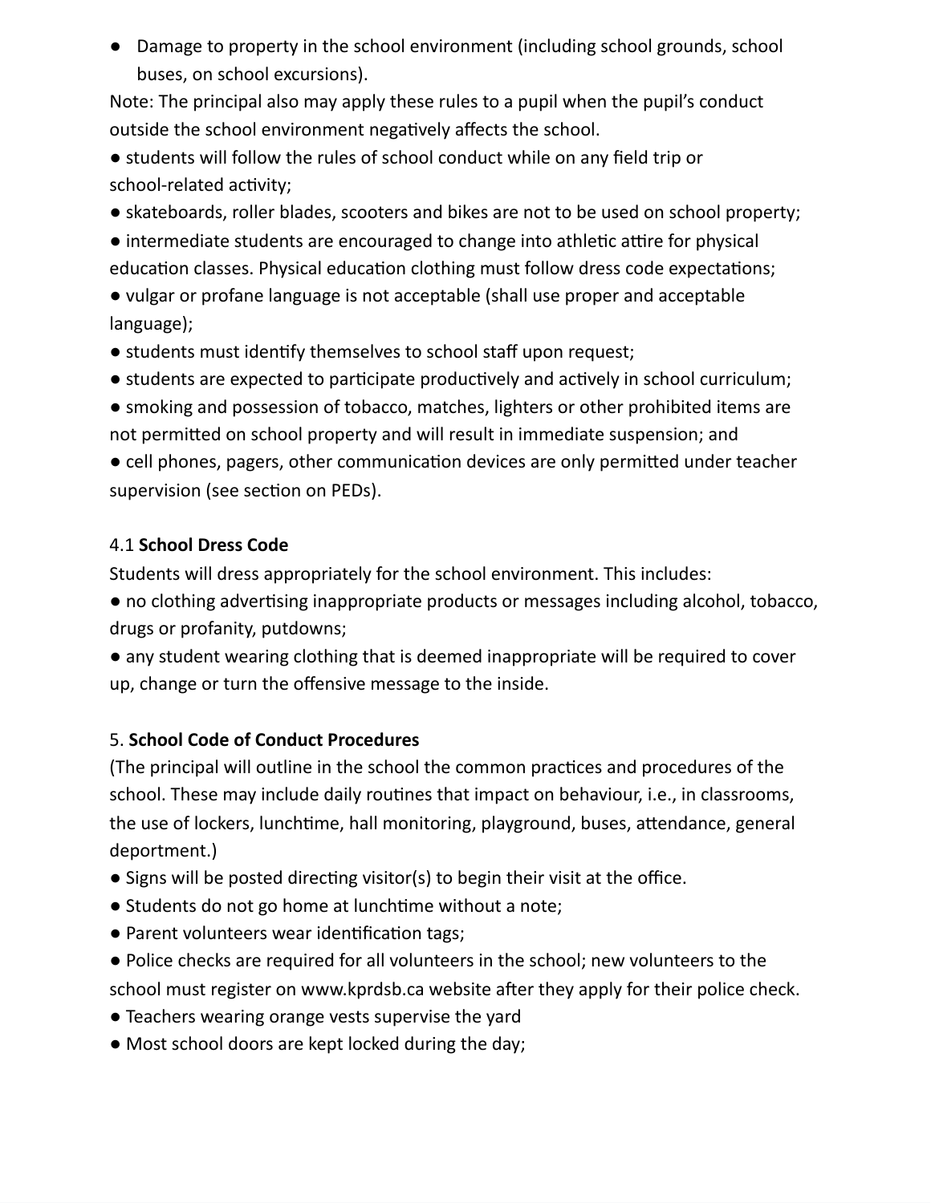- Damage to property in the school environment (including school grounds, school buses, on school excursions).

Note: The principal also may apply these rules to a pupil when the pupil's conduct outside the school environment negatively affects the school.

- students will follow the rules of school conduct while on any field trip or school-related activity;
- skateboards, roller blades, scooters and bikes are not to be used on school property;
- intermediate students are encouraged to change into athletic attire for physical education classes. Physical education clothing must follow dress code expectations;
- vulgar or profane language is not acceptable (shall use proper and acceptable language);
- students must identify themselves to school staff upon request;
- students are expected to participate productively and actively in school curriculum;
- smoking and possession of tobacco, matches, lighters or other prohibited items are not permitted on school property and will result in immediate suspension; and
- cell phones, pagers, other communication devices are only permitted under teacher supervision (see section on PEDs).

### 4.1 **School Dress Code**

Students will dress appropriately for the school environment. This includes:

- no clothing advertising inappropriate products or messages including alcohol, tobacco, drugs or profanity, putdowns;
- any student wearing clothing that is deemed inappropriate will be required to cover up, change or turn the offensive message to the inside.

## 5. **School Code of Conduct Procedures**

(The principal will outline in the school the common practices and procedures of the school. These may include daily routines that impact on behaviour, i.e., in classrooms, the use of lockers, lunchtime, hall monitoring, playground, buses, attendance, general deportment.)

- Signs will be posted directing visitor(s) to begin their visit at the office.
- Students do not go home at lunchtime without a note;
- Parent volunteers wear identification tags;
- Police checks are required for all volunteers in the school; new volunteers to the school must register on www.kprdsb.ca website after they apply for their police check.
- Teachers wearing orange vests supervise the yard
- Most school doors are kept locked during the day;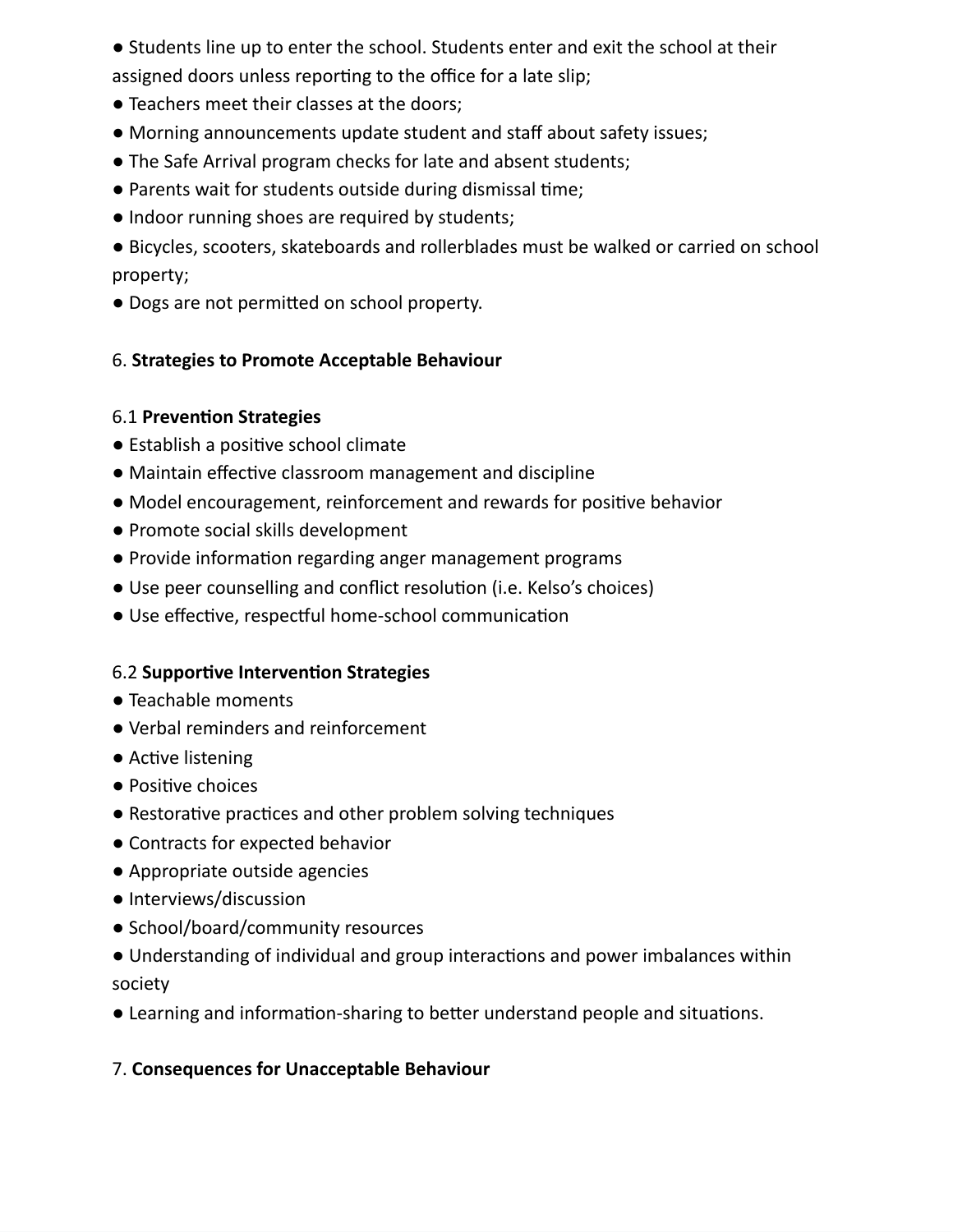- Students line up to enter the school. Students enter and exit the school at their assigned doors unless reporting to the office for a late slip;
- Teachers meet their classes at the doors;
- Morning announcements update student and staff about safety issues;
- The Safe Arrival program checks for late and absent students;
- Parents wait for students outside during dismissal time;
- Indoor running shoes are required by students;
- Bicycles, scooters, skateboards and rollerblades must be walked or carried on school property;
- Dogs are not permitted on school property.

## 6. **Strategies to Promote Acceptable Behaviour**

### 6.1 **Prevention Strategies**

- Establish a positive school climate
- Maintain effective classroom management and discipline
- Model encouragement, reinforcement and rewards for positive behavior
- Promote social skills development
- Provide information regarding anger management programs
- Use peer counselling and conflict resolution (i.e. Kelso's choices)
- Use effective, respectful home-school communication

### 6.2 **Supportive Intervention Strategies**

- Teachable moments
- Verbal reminders and reinforcement
- Active listening
- Positive choices
- Restorative practices and other problem solving techniques
- Contracts for expected behavior
- Appropriate outside agencies
- Interviews/discussion
- School/board/community resources
- Understanding of individual and group interactions and power imbalances within society
- Learning and information-sharing to better understand people and situations.

## 7. **Consequences for Unacceptable Behaviour**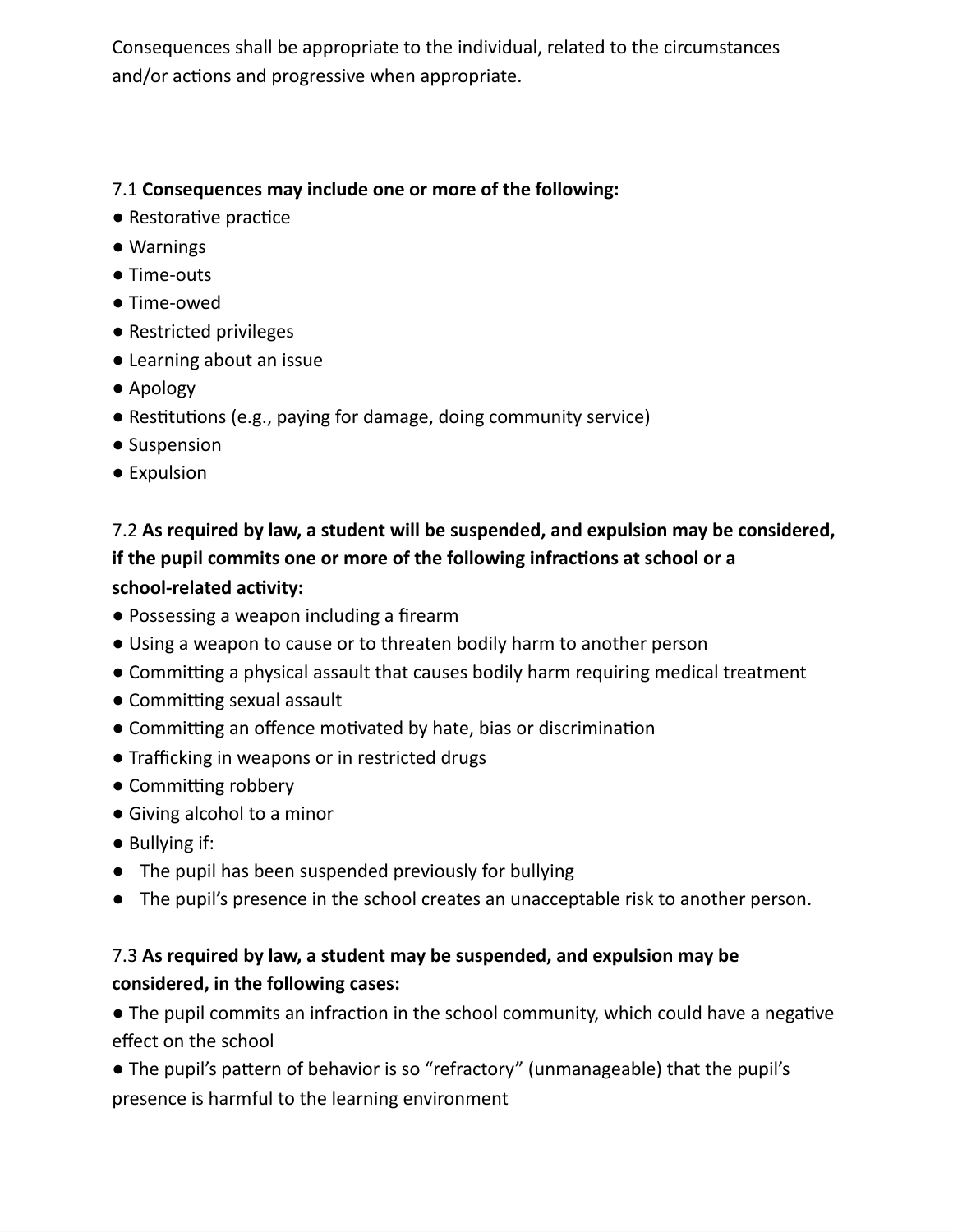Consequences shall be appropriate to the individual, related to the circumstances and/or actions and progressive when appropriate.

7.1 **Consequences may include one or more of the following:**

- Restorative practice
- Warnings
- Time-outs
- Time-owed
- Restricted privileges
- Learning about an issue
- Apology
- Restitutions (e.g., paying for damage, doing community service)
- Suspension
- Expulsion

7.2 **As required by law, a student will be suspended, and expulsion may be considered, if the pupil commits one or more of the following infractions at school or a school-related activity:**

- Possessing a weapon including a firearm
- Using a weapon to cause or to threaten bodily harm to another person
- Committing a physical assault that causes bodily harm requiring medical treatment
- Committing sexual assault
- Committing an offence motivated by hate, bias or discrimination
- Trafficking in weapons or in restricted drugs
- Committing robbery
- Giving alcohol to a minor
- Bullying if:
- The pupil has been suspended previously for bullying
- The pupil's presence in the school creates an unacceptable risk to another person.

7.3 **As required by law, a student may be suspended, and expulsion may be considered, in the following cases:**

- The pupil commits an infraction in the school community, which could have a negative effect on the school
- The pupil's pattern of behavior is so "refractory" (unmanageable) that the pupil's presence is harmful to the learning environment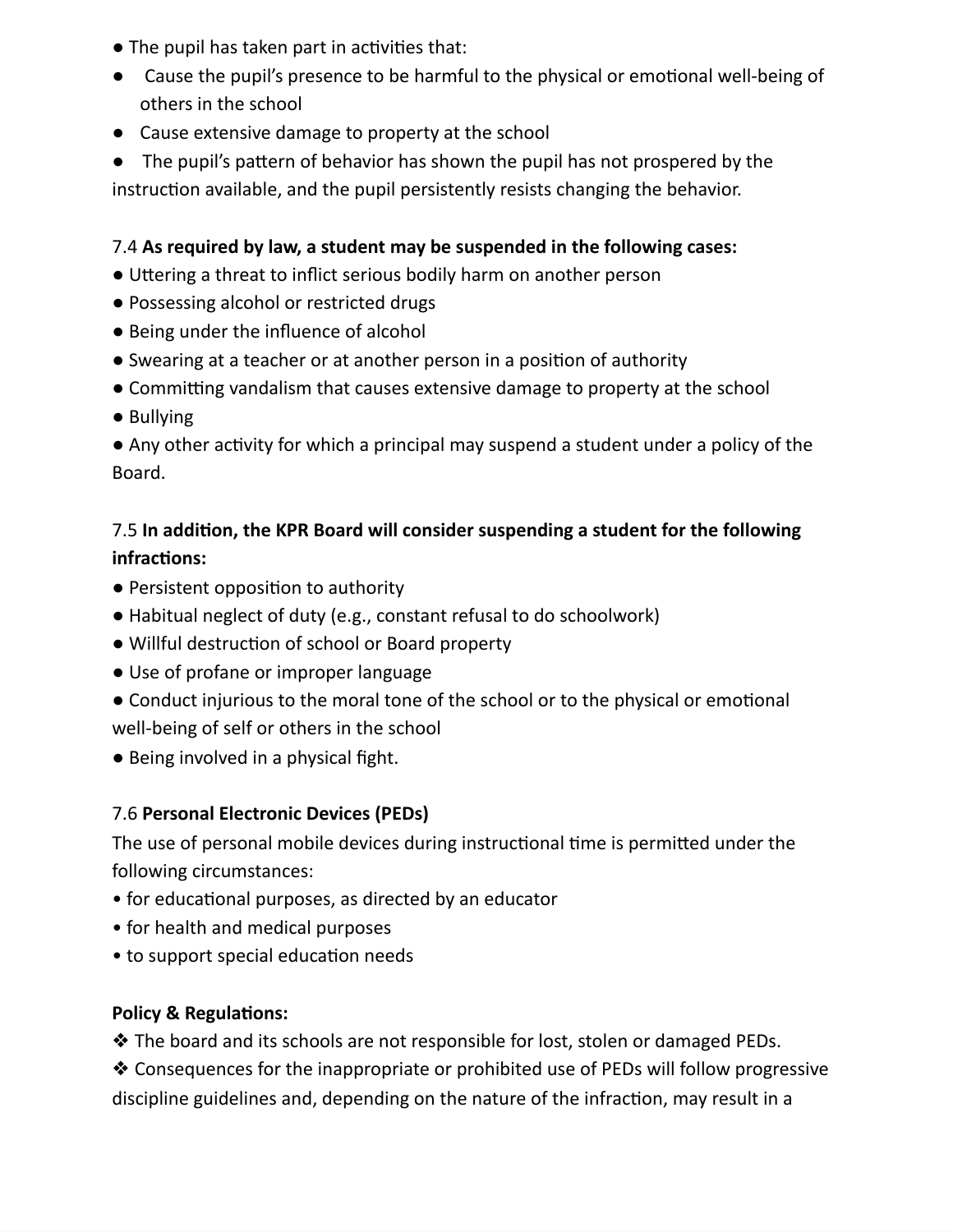● The pupil has taken part in activities that:

- Cause the pupil's presence to be harmful to the physical or emotional well-being of others in the school
- Cause extensive damage to property at the school
- The pupil's pattern of behavior has shown the pupil has not prospered by the instruction available, and the pupil persistently resists changing the behavior.

7.4 **As required by law, a student may be suspended in the following cases:**

- Uttering a threat to inflict serious bodily harm on another person
- Possessing alcohol or restricted drugs
- Being under the influence of alcohol
- Swearing at a teacher or at another person in a position of authority
- Committing vandalism that causes extensive damage to property at the school
- Bullying
- Any other activity for which a principal may suspend a student under a policy of the Board.

7.5 **In addition, the KPR Board will consider suspending a student for the following infractions:**

- Persistent opposition to authority
- Habitual neglect of duty (e.g., constant refusal to do schoolwork)
- Willful destruction of school or Board property
- Use of profane or improper language
- Conduct injurious to the moral tone of the school or to the physical or emotional well-being of self or others in the school
- Being involved in a physical fight.

7.6 **Personal Electronic Devices (PEDs)**

The use of personal mobile devices during instructional time is permitted under the following circumstances:

- for educational purposes, as directed by an educator
- for health and medical purposes
- to support special education needs

**Policy & Regulations:**

❖ The board and its schools are not responsible for lost, stolen or damaged PEDs.

❖ Consequences for the inappropriate or prohibited use of PEDs will follow progressive discipline guidelines and, depending on the nature of the infraction, may result in a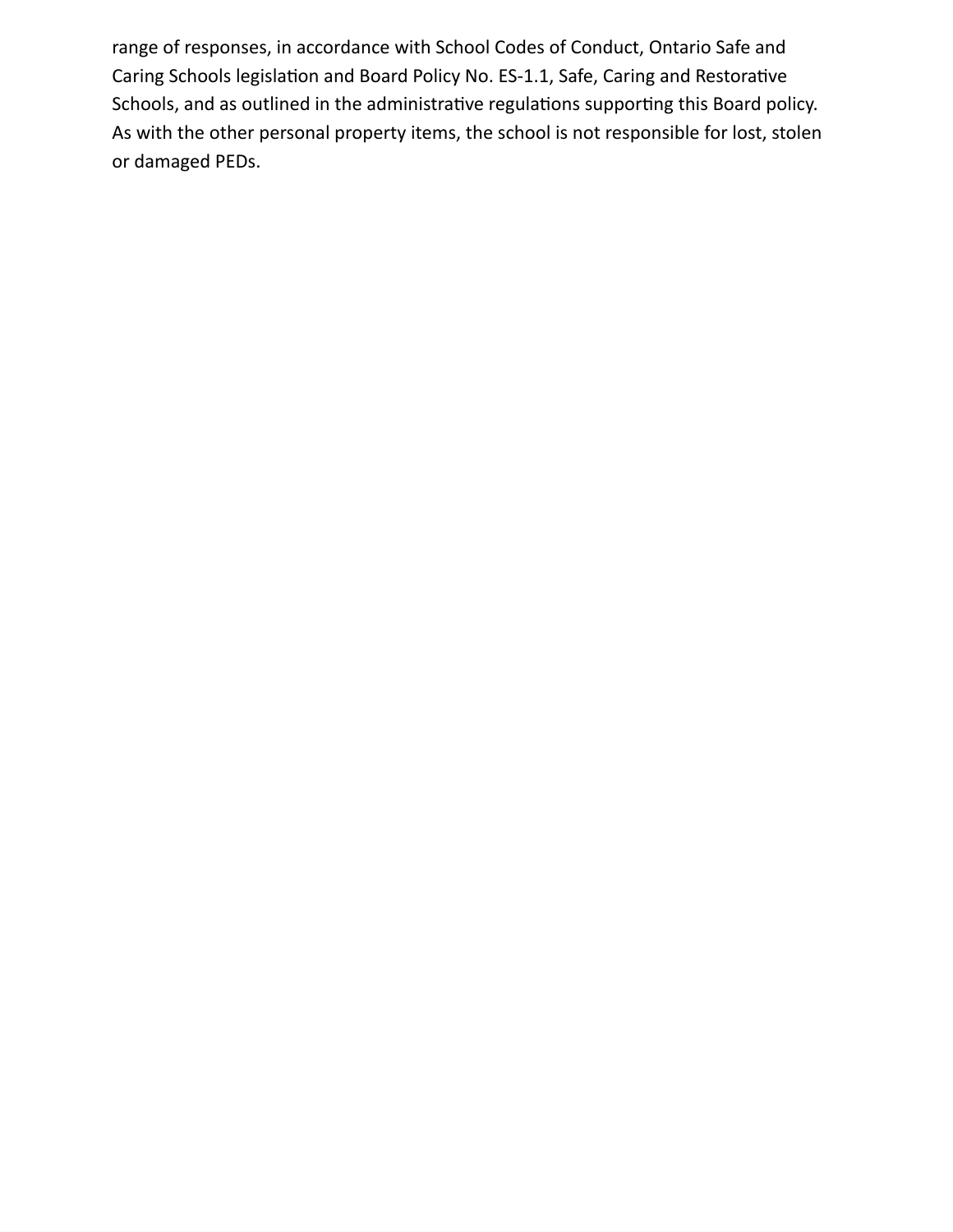range of responses, in accordance with School Codes of Conduct, Ontario Safe and Caring Schools legislation and Board Policy No. ES-1.1, Safe, Caring and Restorative Schools, and as outlined in the administrative regulations supporting this Board policy. As with the other personal property items, the school is not responsible for lost, stolen or damaged PEDs.